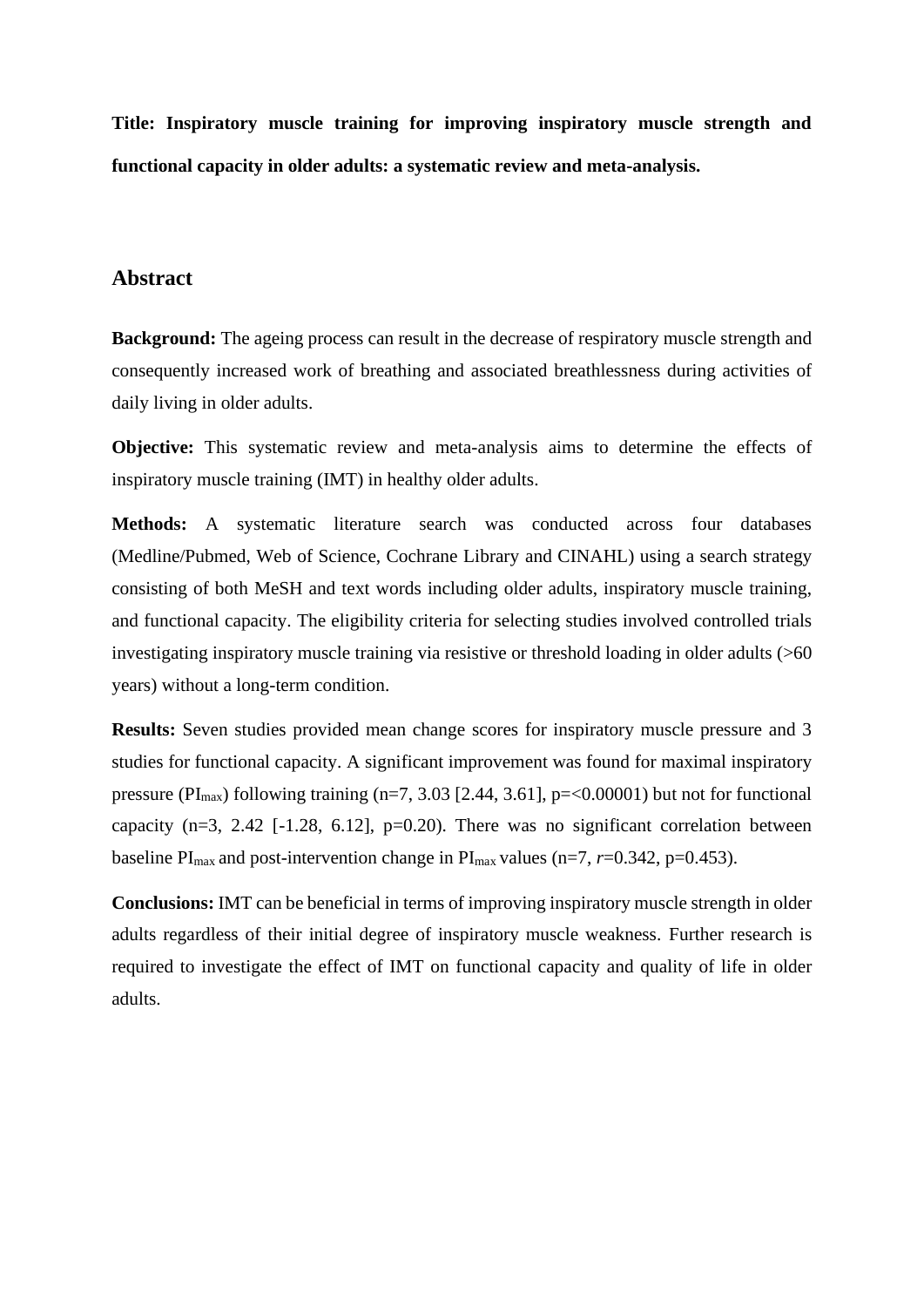**Title: Inspiratory muscle training for improving inspiratory muscle strength and functional capacity in older adults: a systematic review and meta-analysis.**

## Abstract

**Background:** The ageing process can result in the decrease of respiratory muscle strength and consequently increased work of breathing and associated breathlessness during activities of daily living in older adults.

**Objective:** This systematic review and meta-analysis aims to determine the effects of inspiratory muscle training (IMT) in healthy older adults.

**Methods:** A systematic literature search was conducted across four databases (Medline/Pubmed, Web of Science, Cochrane Library and CINAHL) using a search strategy consisting of both MeSH and text words including older adults, inspiratory muscle training, and functional capacity. The eligibility criteria for selecting studies involved controlled trials investigating inspiratory muscle training via resistive or threshold loading in older adults (>60 years) without a long-term condition.

**Results:** Seven studies provided mean change scores for inspiratory muscle pressure and 3 studies for functional capacity. A significant improvement was found for maximal inspiratory pressure ($PI_{max}$) following training (n=7, 3.03 [2.44, 3.61], p=<0.00001) but not for functional capacity (n=3, 2.42 [-1.28, 6.12], p=0.20). There was no significant correlation between baseline $PI_{max}$ and post-intervention change in $PI_{max}$ values (n=7, $r$=0.342, p=0.453).

**Conclusions:** IMT can be beneficial in terms of improving inspiratory muscle strength in older adults regardless of their initial degree of inspiratory muscle weakness. Further research is required to investigate the effect of IMT on functional capacity and quality of life in older adults.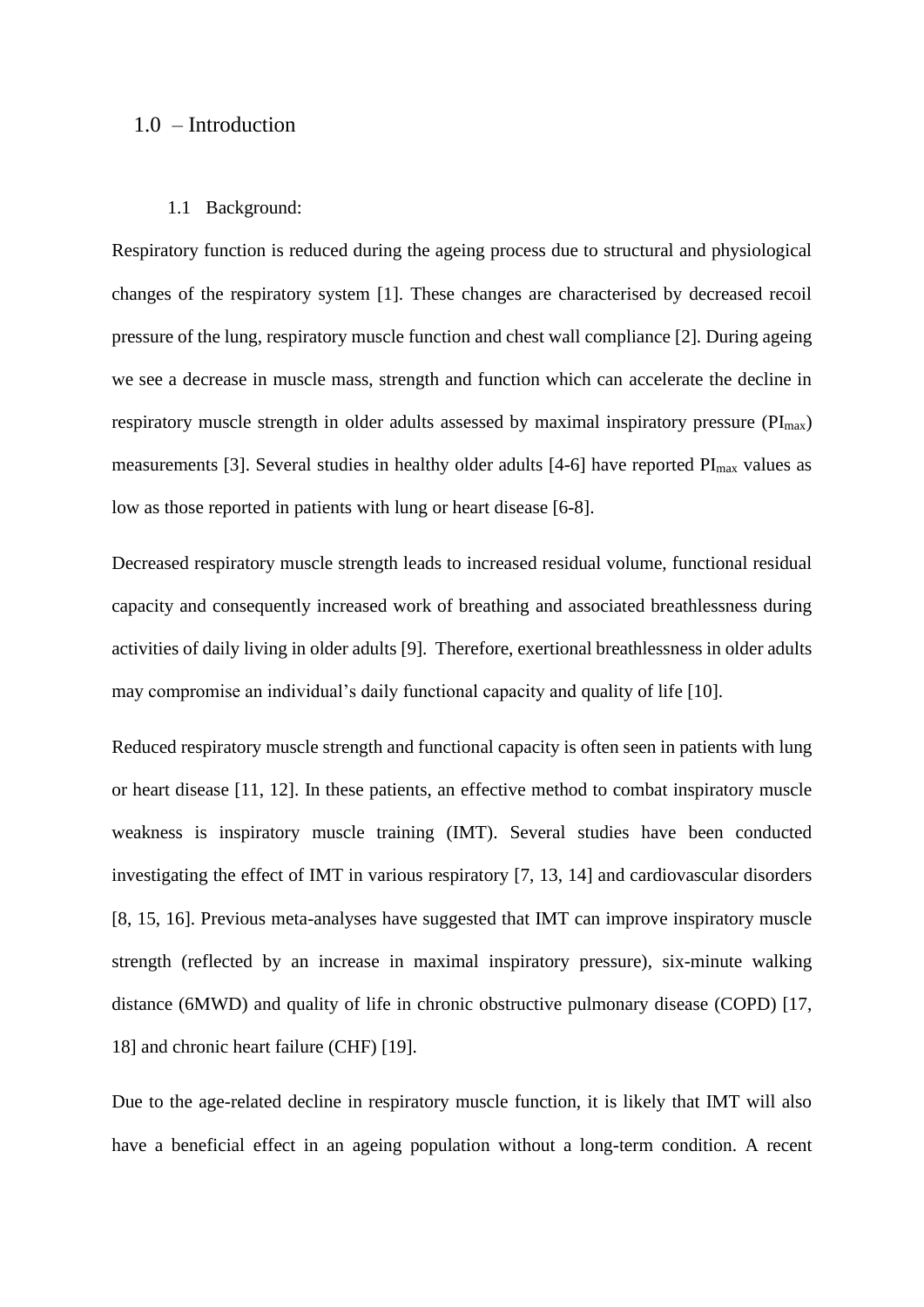# 1.0 – Introduction

## 1.1 Background:

Respiratory function is reduced during the ageing process due to structural and physiological changes of the respiratory system [1]. These changes are characterised by decreased recoil pressure of the lung, respiratory muscle function and chest wall compliance [2]. During ageing we see a decrease in muscle mass, strength and function which can accelerate the decline in respiratory muscle strength in older adults assessed by maximal inspiratory pressure ($PI_{max}$) measurements [3]. Several studies in healthy older adults [4-6] have reported $PI_{max}$ values as low as those reported in patients with lung or heart disease [6-8].

Decreased respiratory muscle strength leads to increased residual volume, functional residual capacity and consequently increased work of breathing and associated breathlessness during activities of daily living in older adults [9]. Therefore, exertional breathlessness in older adults may compromise an individual's daily functional capacity and quality of life [10].

Reduced respiratory muscle strength and functional capacity is often seen in patients with lung or heart disease [11, 12]. In these patients, an effective method to combat inspiratory muscle weakness is inspiratory muscle training (IMT). Several studies have been conducted investigating the effect of IMT in various respiratory [7, 13, 14] and cardiovascular disorders [8, 15, 16]. Previous meta-analyses have suggested that IMT can improve inspiratory muscle strength (reflected by an increase in maximal inspiratory pressure), six-minute walking distance (6MWD) and quality of life in chronic obstructive pulmonary disease (COPD) [17, 18] and chronic heart failure (CHF) [19].

Due to the age-related decline in respiratory muscle function, it is likely that IMT will also have a beneficial effect in an ageing population without a long-term condition. A recent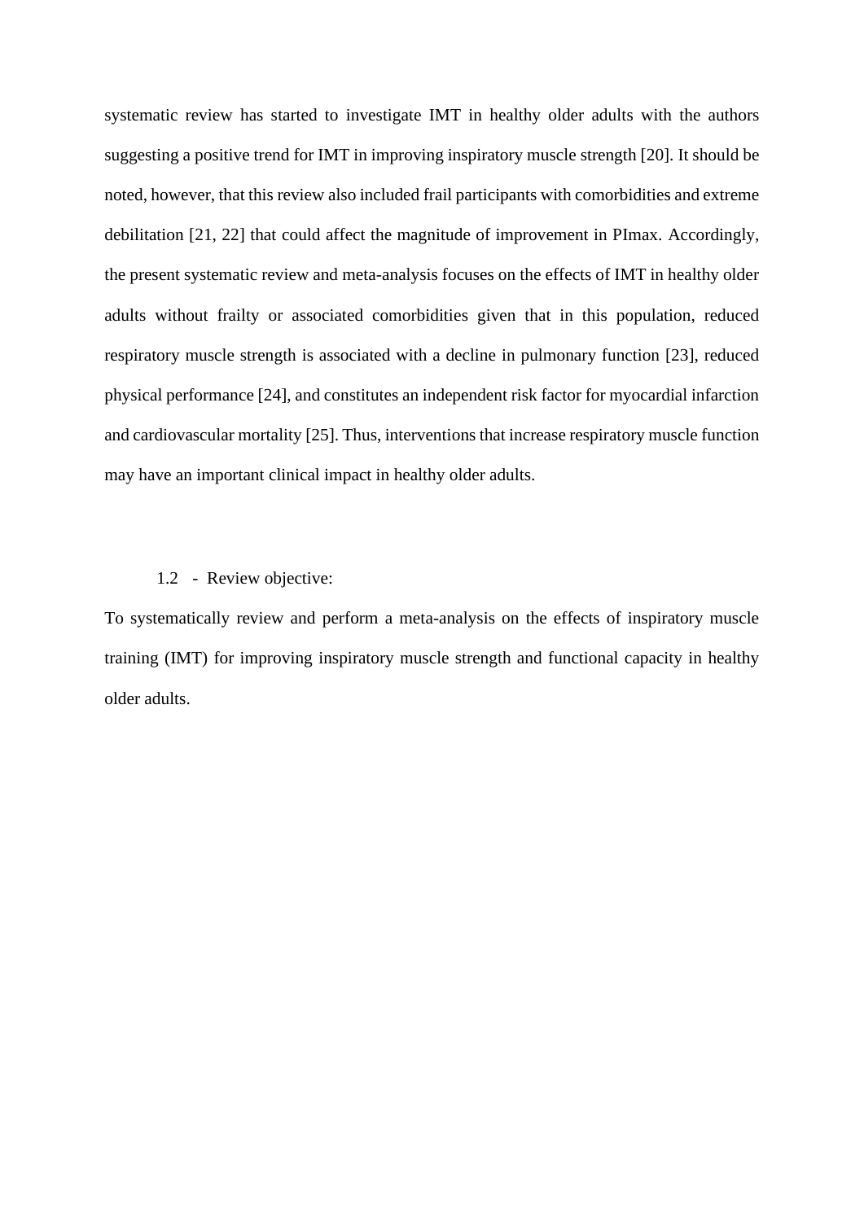systematic review has started to investigate IMT in healthy older adults with the authors suggesting a positive trend for IMT in improving inspiratory muscle strength [20]. It should be noted, however, that this review also included frail participants with comorbidities and extreme debilitation [21, 22] that could affect the magnitude of improvement in PImax. Accordingly, the present systematic review and meta-analysis focuses on the effects of IMT in healthy older adults without frailty or associated comorbidities given that in this population, reduced respiratory muscle strength is associated with a decline in pulmonary function [23], reduced physical performance [24], and constitutes an independent risk factor for myocardial infarction and cardiovascular mortality [25]. Thus, interventions that increase respiratory muscle function may have an important clinical impact in healthy older adults.

### 1.2 - Review objective:

To systematically review and perform a meta-analysis on the effects of inspiratory muscle training (IMT) for improving inspiratory muscle strength and functional capacity in healthy older adults.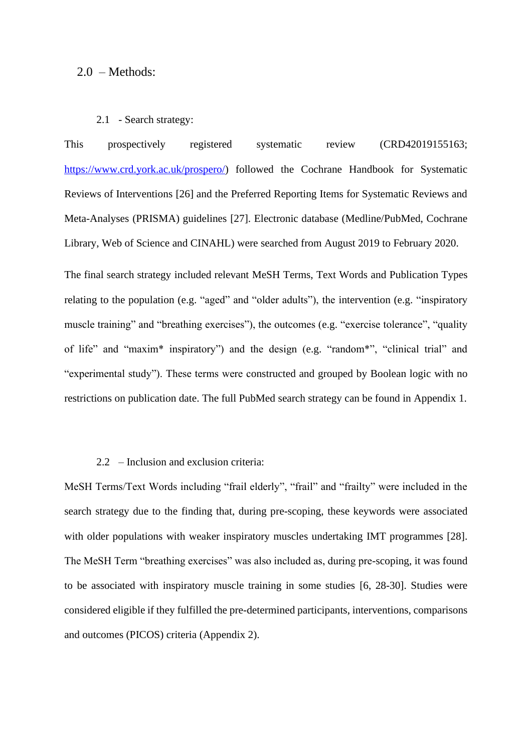## 2.0 – Methods:

### 2.1 - Search strategy:

This prospectively registered systematic review (CRD42019155163; https://www.crd.york.ac.uk/prospero/) followed the Cochrane Handbook for Systematic Reviews of Interventions [26] and the Preferred Reporting Items for Systematic Reviews and Meta-Analyses (PRISMA) guidelines [27]. Electronic database (Medline/PubMed, Cochrane Library, Web of Science and CINAHL) were searched from August 2019 to February 2020.

The final search strategy included relevant MeSH Terms, Text Words and Publication Types relating to the population (e.g. "aged" and "older adults"), the intervention (e.g. "inspiratory muscle training" and "breathing exercises"), the outcomes (e.g. "exercise tolerance", "quality of life" and "maxim* inspiratory") and the design (e.g. "random*", "clinical trial" and "experimental study"). These terms were constructed and grouped by Boolean logic with no restrictions on publication date. The full PubMed search strategy can be found in Appendix 1.

### 2.2 – Inclusion and exclusion criteria:

MeSH Terms/Text Words including "frail elderly", "frail" and "frailty" were included in the search strategy due to the finding that, during pre-scoping, these keywords were associated with older populations with weaker inspiratory muscles undertaking IMT programmes [28]. The MeSH Term "breathing exercises" was also included as, during pre-scoping, it was found to be associated with inspiratory muscle training in some studies [6, 28-30]. Studies were considered eligible if they fulfilled the pre-determined participants, interventions, comparisons and outcomes (PICOS) criteria (Appendix 2).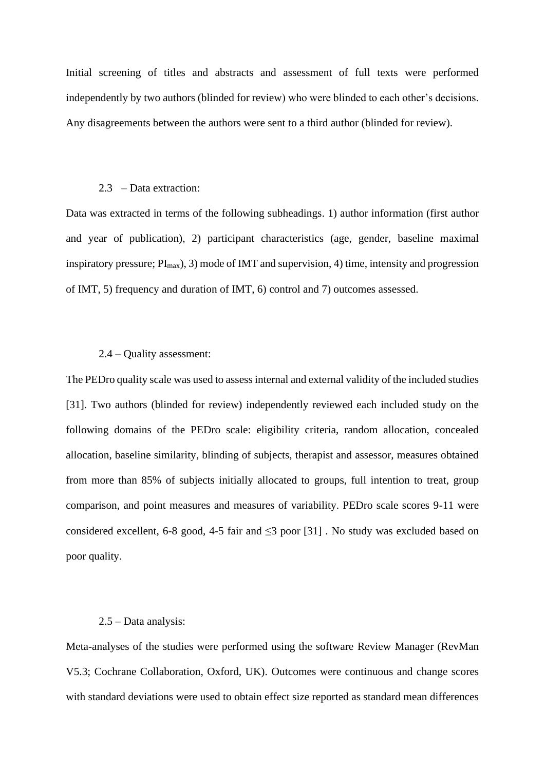Initial screening of titles and abstracts and assessment of full texts were performed independently by two authors (blinded for review) who were blinded to each other's decisions. Any disagreements between the authors were sent to a third author (blinded for review).

### 2.3 – Data extraction:

Data was extracted in terms of the following subheadings. 1) author information (first author and year of publication), 2) participant characteristics (age, gender, baseline maximal inspiratory pressure; $PI_{max}$), 3) mode of IMT and supervision, 4) time, intensity and progression of IMT, 5) frequency and duration of IMT, 6) control and 7) outcomes assessed.

### 2.4 – Quality assessment:

The PEDro quality scale was used to assess internal and external validity of the included studies [31]. Two authors (blinded for review) independently reviewed each included study on the following domains of the PEDro scale: eligibility criteria, random allocation, concealed allocation, baseline similarity, blinding of subjects, therapist and assessor, measures obtained from more than 85% of subjects initially allocated to groups, full intention to treat, group comparison, and point measures and measures of variability. PEDro scale scores 9-11 were considered excellent, 6-8 good, 4-5 fair and $\leq$3 poor [31] . No study was excluded based on poor quality.

### 2.5 – Data analysis:

Meta-analyses of the studies were performed using the software Review Manager (RevMan V5.3; Cochrane Collaboration, Oxford, UK). Outcomes were continuous and change scores with standard deviations were used to obtain effect size reported as standard mean differences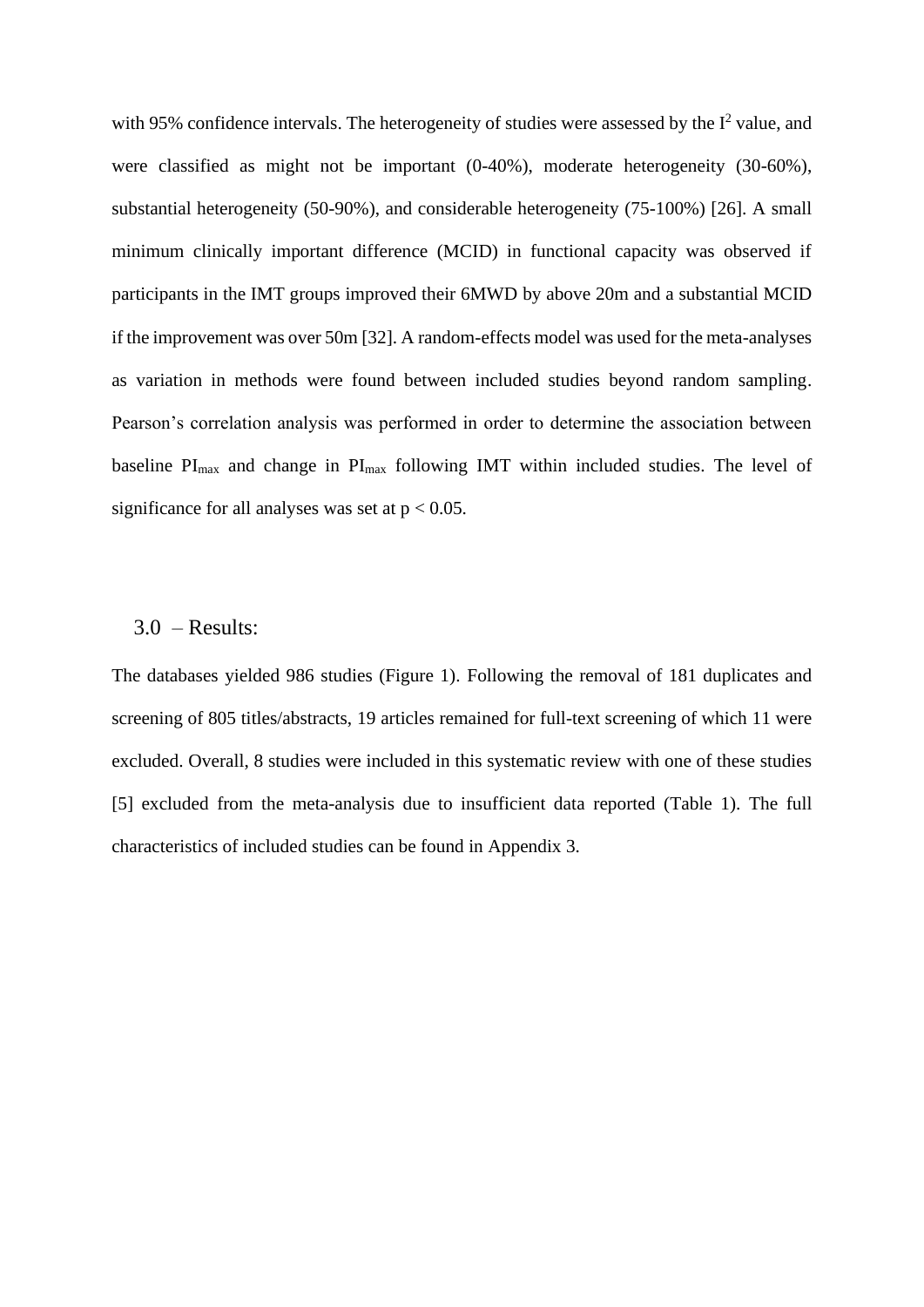with 95% confidence intervals. The heterogeneity of studies were assessed by the $I^2$ value, and were classified as might not be important (0-40%), moderate heterogeneity (30-60%), substantial heterogeneity (50-90%), and considerable heterogeneity (75-100%) [26]. A small minimum clinically important difference (MCID) in functional capacity was observed if participants in the IMT groups improved their 6MWD by above 20m and a substantial MCID if the improvement was over 50m [32]. A random-effects model was used for the meta-analyses as variation in methods were found between included studies beyond random sampling. Pearson's correlation analysis was performed in order to determine the association between baseline $PI_{max}$ and change in $PI_{max}$ following IMT within included studies. The level of significance for all analyses was set at $p < 0.05$.

## 3.0 – Results:

The databases yielded 986 studies (Figure 1). Following the removal of 181 duplicates and screening of 805 titles/abstracts, 19 articles remained for full-text screening of which 11 were excluded. Overall, 8 studies were included in this systematic review with one of these studies [5] excluded from the meta-analysis due to insufficient data reported (Table 1). The full characteristics of included studies can be found in Appendix 3.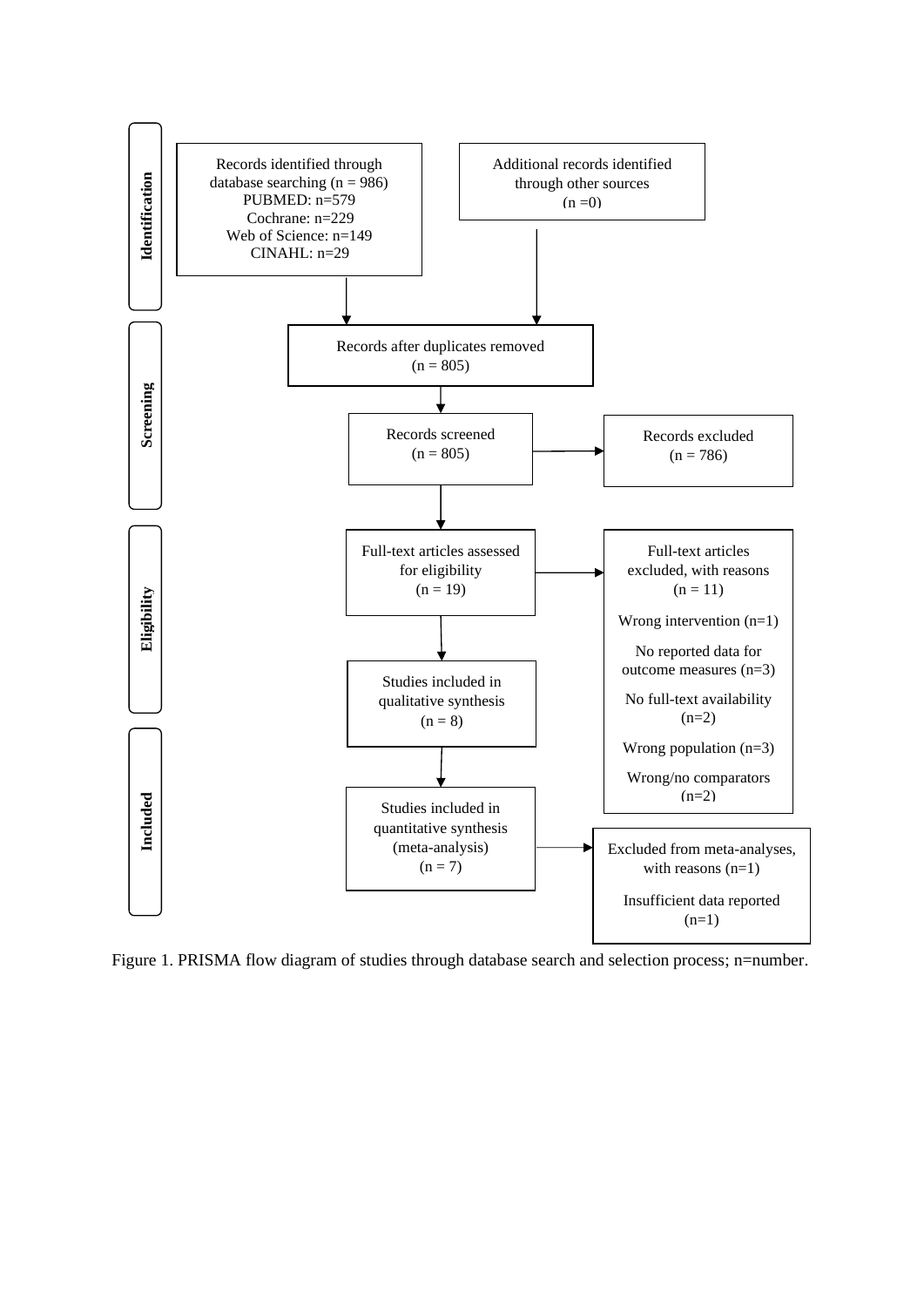**Identification**

Records identified through database searching (n = 986)
PUBMED: n=579
Cochrane: n=229
Web of Science: n=149
CINAHL: n=29

Additional records identified through other sources (n =0)

**Screening**

Records after duplicates removed (n = 805)

Records screened (n = 805)

Records excluded (n = 786)

**Eligibility**

Full-text articles assessed for eligibility (n = 19)

Full-text articles excluded, with reasons (n = 11)

Wrong intervention (n=1)

No reported data for outcome measures (n=3)

No full-text availability (n=2)

Wrong population (n=3)

Wrong/no comparators (n=2)

Studies included in qualitative synthesis (n = 8)

**Included**

Studies included in quantitative synthesis (meta-analysis) (n = 7)

Excluded from meta-analyses, with reasons (n=1)

Insufficient data reported (n=1)

Figure 1. PRISMA flow diagram of studies through database search and selection process; n=number.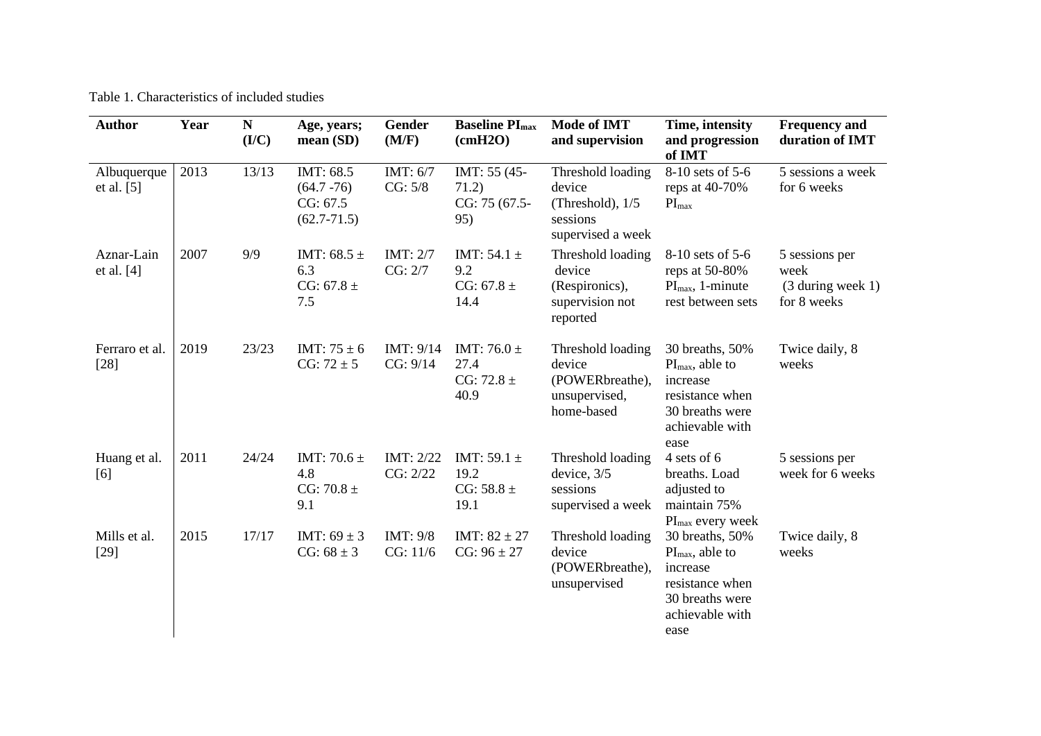Table 1. Characteristics of included studies

| Author | Year | N (I/C) | Age, years; mean (SD) | Gender (M/F) | Baseline $PI_{max}$ (cmH2O) | Mode of IMT and supervision | Time, intensity and progression of IMT | Frequency and duration of IMT |
|---|---|---|---|---|---|---|---|---|
| Albuquerque et al. [5] | 2013 | 13/13 | IMT: 68.5 (64.7 -76) CG: 67.5 (62.7-71.5) | IMT: 6/7 CG: 5/8 | IMT: 55 (45-71.2) CG: 75 (67.5-95) | Threshold loading device (Threshold), 1/5 sessions supervised a week | 8-10 sets of 5-6 reps at 40-70% $PI_{max}$ | 5 sessions a week for 6 weeks |
| Aznar-Lain et al. [4] | 2007 | 9/9 | IMT: 68.5 ± 6.3 CG: 67.8 ± 7.5 | IMT: 2/7 CG: 2/7 | IMT: 54.1 ± 9.2 CG: 67.8 ± 14.4 | Threshold loading device (Respironics), supervision not reported | 8-10 sets of 5-6 reps at 50-80% $PI_{max}$, 1-minute rest between sets | 5 sessions per week (3 during week 1) for 8 weeks |
| Ferraro et al. [28] | 2019 | 23/23 | IMT: 75 ± 6 CG: 72 ± 5 | IMT: 9/14 CG: 9/14 | IMT: 76.0 ± 27.4 CG: 72.8 ± 40.9 | Threshold loading device (POWERbreathe), unsupervised, home-based | 30 breaths, 50% $PI_{max}$, able to increase resistance when 30 breaths were achievable with ease | Twice daily, 8 weeks |
| Huang et al. [6] | 2011 | 24/24 | IMT: 70.6 ± 4.8 CG: 70.8 ± 9.1 | IMT: 2/22 CG: 2/22 | IMT: 59.1 ± 19.2 CG: 58.8 ± 19.1 | Threshold loading device, 3/5 sessions supervised a week | 4 sets of 6 breaths. Load adjusted to maintain 75% $PI_{max}$ every week | 5 sessions per week for 6 weeks |
| Mills et al. [29] | 2015 | 17/17 | IMT: 69 ± 3 CG: 68 ± 3 | IMT: 9/8 CG: 11/6 | IMT: 82 ± 27 CG: 96 ± 27 | Threshold loading device (POWERbreathe), unsupervised | 30 breaths, 50% $PI_{max}$, able to increase resistance when 30 breaths were achievable with ease | Twice daily, 8 weeks |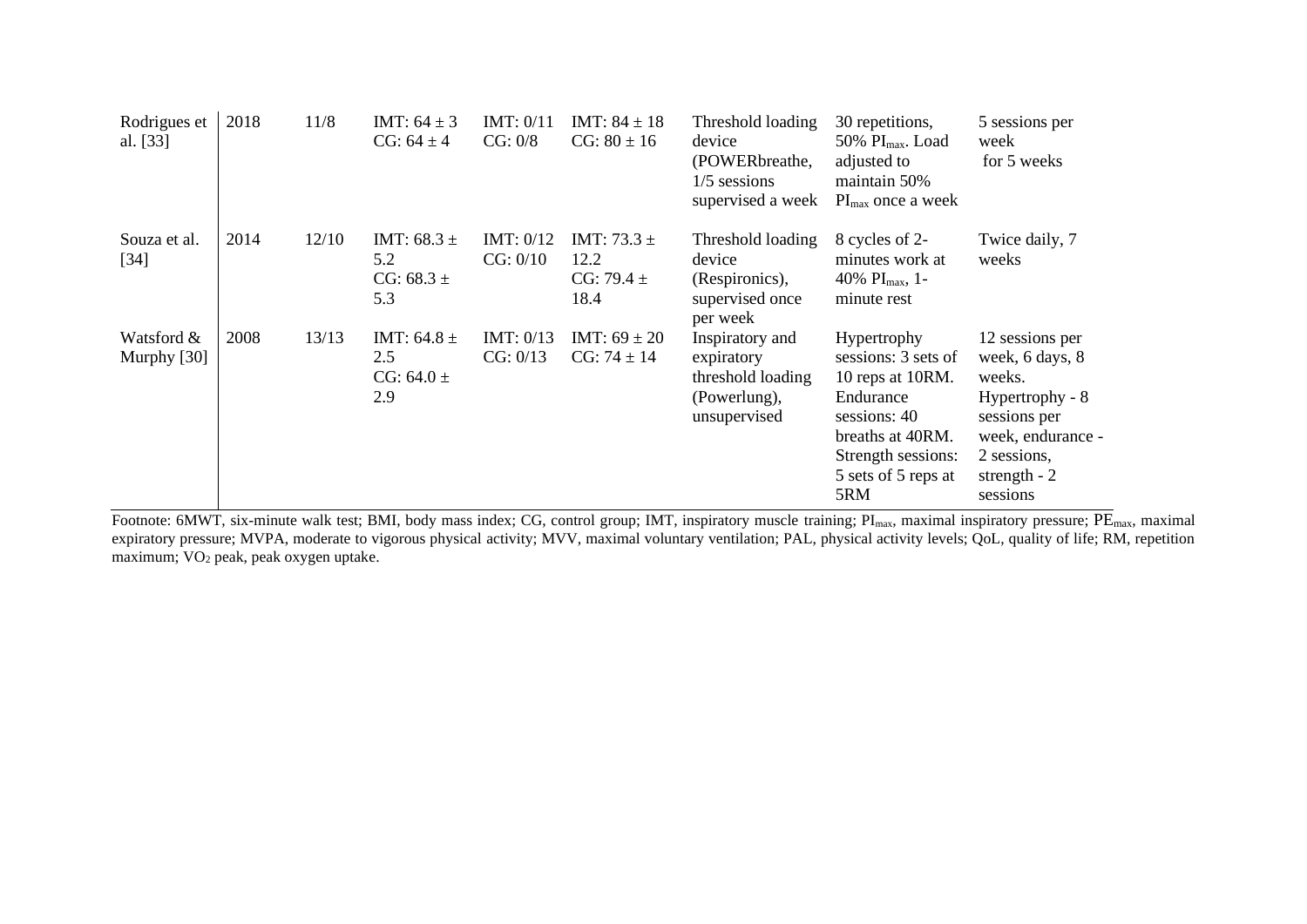| | | | | | | | | |
|---|---|---|---|---|---|---|---|---|
| Rodrigues et al. [33] | 2018 | 11/8 | IMT: 64 ± 3 CG: 64 ± 4 | IMT: 0/11 CG: 0/8 | IMT: 84 ± 18 CG: 80 ± 16 | Threshold loading device (POWERbreathe, 1/5 sessions supervised a week | 30 repetitions, 50% $PI_{max}$. Load adjusted to maintain 50% $PI_{max}$ once a week | 5 sessions per week for 5 weeks |
| Souza et al. [34] | 2014 | 12/10 | IMT: 68.3 ± 5.2 CG: 68.3 ± 5.3 | IMT: 0/12 CG: 0/10 | IMT: 73.3 ± 12.2 CG: 79.4 ± 18.4 | Threshold loading device (Respironics), supervised once per week | 8 cycles of 2-minutes work at 40% $PI_{max}$, 1-minute rest | Twice daily, 7 weeks |
| Watsford & Murphy [30] | 2008 | 13/13 | IMT: 64.8 ± 2.5 CG: 64.0 ± 2.9 | IMT: 0/13 CG: 0/13 | IMT: 69 ± 20 CG: 74 ± 14 | Inspiratory and expiratory threshold loading (Powerlung), unsupervised | Hypertrophy sessions: 3 sets of 10 reps at 10RM. Endurance sessions: 40 breaths at 40RM. Strength sessions: 5 sets of 5 reps at 5RM | 12 sessions per week, 6 days, 8 weeks. Hypertrophy - 8 sessions per week, endurance - 2 sessions, strength - 2 sessions |

Footnote: 6MWT, six-minute walk test; BMI, body mass index; CG, control group; IMT, inspiratory muscle training; $PI_{max}$, maximal inspiratory pressure; $PE_{max}$, maximal expiratory pressure; MVPA, moderate to vigorous physical activity; MVV, maximal voluntary ventilation; PAL, physical activity levels; QoL, quality of life; RM, repetition maximum; $VO_2$ peak, peak oxygen uptake.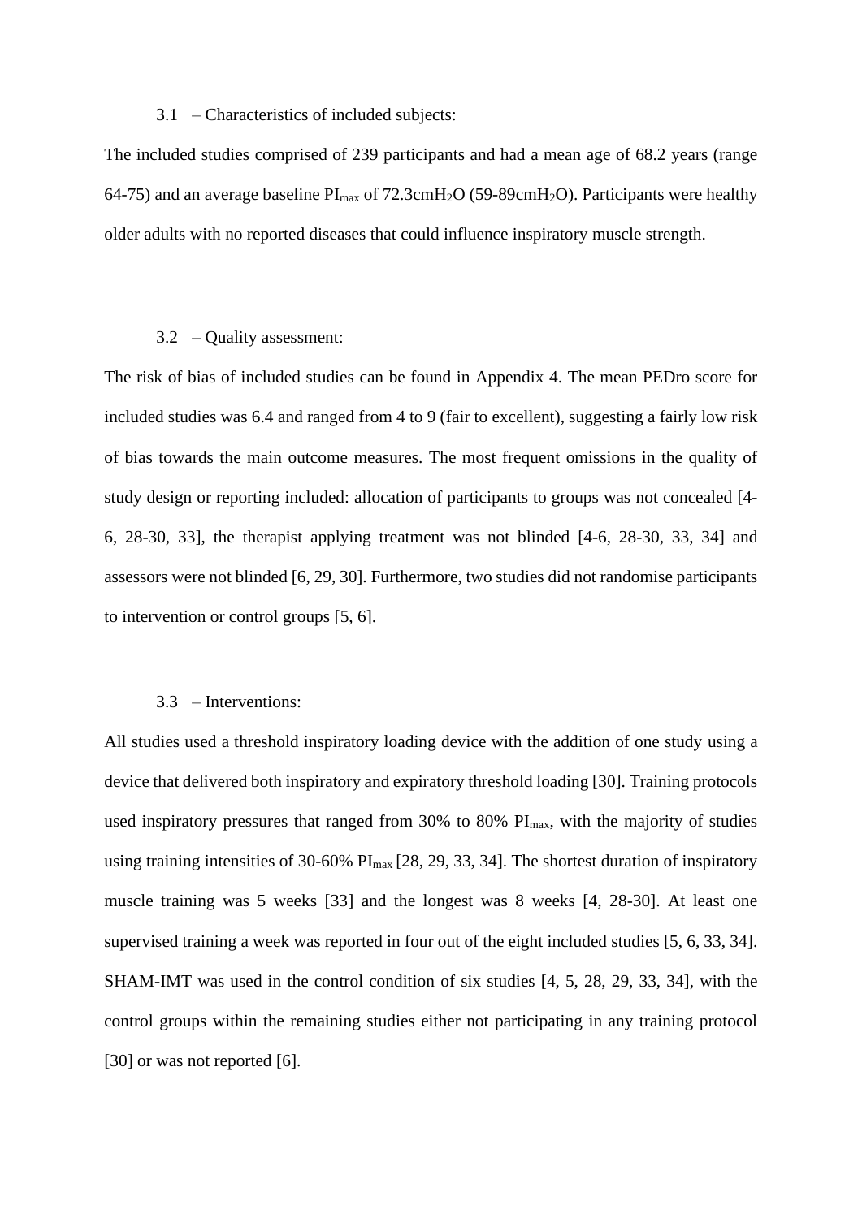### 3.1 – Characteristics of included subjects:

The included studies comprised of 239 participants and had a mean age of 68.2 years (range 64-75) and an average baseline $PI_{max}$ of 72.3cm$H_2O$ (59-89cm$H_2O$). Participants were healthy older adults with no reported diseases that could influence inspiratory muscle strength.

### 3.2 – Quality assessment:

The risk of bias of included studies can be found in Appendix 4. The mean PEDro score for included studies was 6.4 and ranged from 4 to 9 (fair to excellent), suggesting a fairly low risk of bias towards the main outcome measures. The most frequent omissions in the quality of study design or reporting included: allocation of participants to groups was not concealed [4-6, 28-30, 33], the therapist applying treatment was not blinded [4-6, 28-30, 33, 34] and assessors were not blinded [6, 29, 30]. Furthermore, two studies did not randomise participants to intervention or control groups [5, 6].

### 3.3 – Interventions:

All studies used a threshold inspiratory loading device with the addition of one study using a device that delivered both inspiratory and expiratory threshold loading [30]. Training protocols used inspiratory pressures that ranged from 30% to 80% $PI_{max}$, with the majority of studies using training intensities of 30-60% $PI_{max}$ [28, 29, 33, 34]. The shortest duration of inspiratory muscle training was 5 weeks [33] and the longest was 8 weeks [4, 28-30]. At least one supervised training a week was reported in four out of the eight included studies [5, 6, 33, 34]. SHAM-IMT was used in the control condition of six studies [4, 5, 28, 29, 33, 34], with the control groups within the remaining studies either not participating in any training protocol [30] or was not reported [6].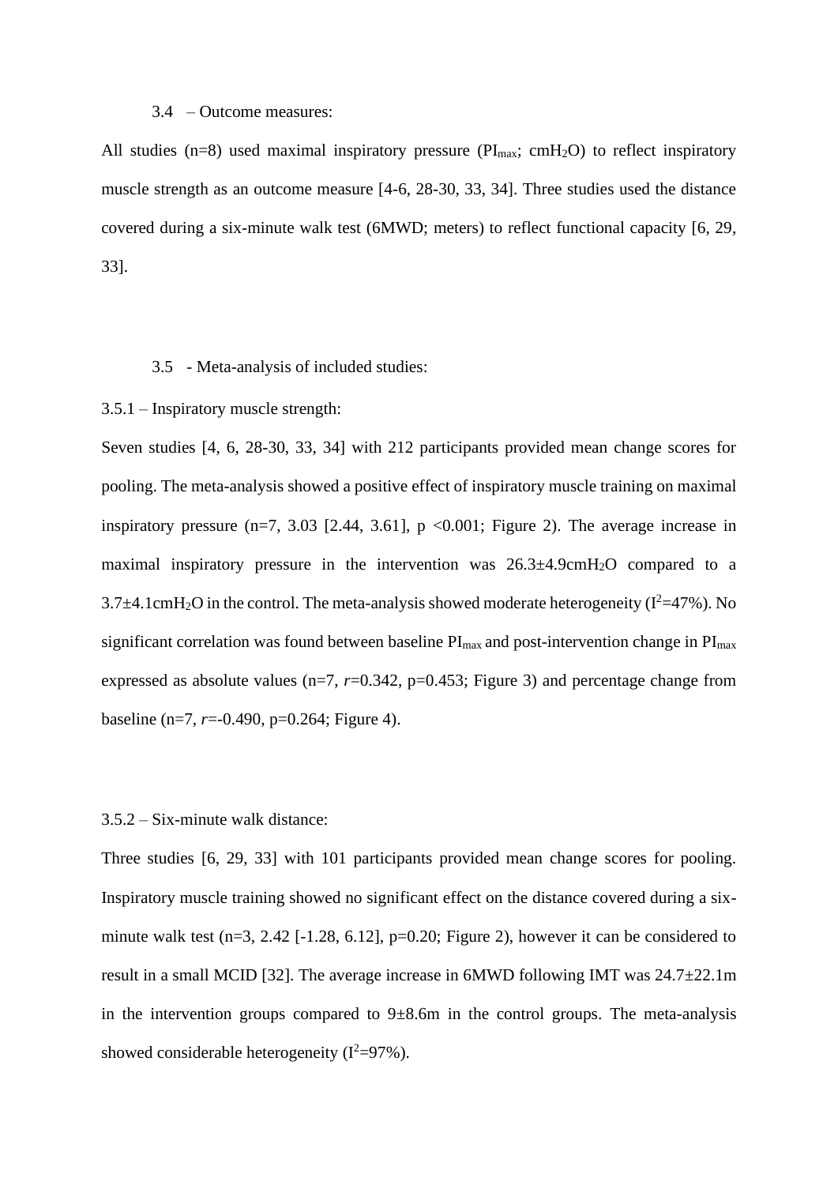### 3.4 – Outcome measures:

All studies (n=8) used maximal inspiratory pressure ($PI_{max}$; $cmH_2O$) to reflect inspiratory muscle strength as an outcome measure [4-6, 28-30, 33, 34]. Three studies used the distance covered during a six-minute walk test (6MWD; meters) to reflect functional capacity [6, 29, 33].

### 3.5 - Meta-analysis of included studies:

#### 3.5.1 – Inspiratory muscle strength:

Seven studies [4, 6, 28-30, 33, 34] with 212 participants provided mean change scores for pooling. The meta-analysis showed a positive effect of inspiratory muscle training on maximal inspiratory pressure (n=7, 3.03 [2.44, 3.61], $p < 0.001$; Figure 2). The average increase in maximal inspiratory pressure in the intervention was $26.3 \pm 4.9 cmH_2O$ compared to a $3.7 \pm 4.1 cmH_2O$ in the control. The meta-analysis showed moderate heterogeneity ($I^2$=47%). No significant correlation was found between baseline $PI_{max}$ and post-intervention change in $PI_{max}$ expressed as absolute values (n=7, $r$=0.342, p=0.453; Figure 3) and percentage change from baseline (n=7, $r$=-0.490, p=0.264; Figure 4).

#### 3.5.2 – Six-minute walk distance:

Three studies [6, 29, 33] with 101 participants provided mean change scores for pooling. Inspiratory muscle training showed no significant effect on the distance covered during a six-minute walk test (n=3, 2.42 [-1.28, 6.12], p=0.20; Figure 2), however it can be considered to result in a small MCID [32]. The average increase in 6MWD following IMT was $24.7 \pm 22.1$m in the intervention groups compared to $9 \pm 8.6$m in the control groups. The meta-analysis showed considerable heterogeneity ($I^2$=97%).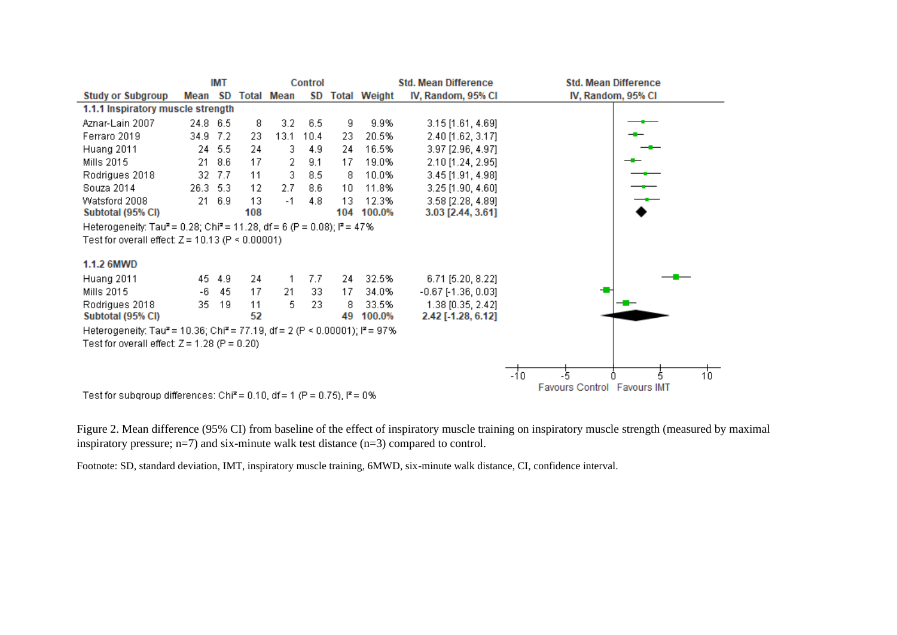| Study or Subgroup | IMT Mean | IMT SD | IMT Total | Control Mean | Control SD | Control Total | Weight | Std. Mean Difference IV, Random, 95% CI |
|---|---|---|---|---|---|---|---|---|
| **1.1.1 Inspiratory muscle strength** | | | | | | | | |
| Aznar-Lain 2007 | 24.8 | 6.5 | 8 | 3.2 | 6.5 | 9 | 9.9% | 3.15 [1.61, 4.69] |
| Ferraro 2019 | 34.9 | 7.2 | 23 | 13.1 | 10.4 | 23 | 20.5% | 2.40 [1.62, 3.17] |
| Huang 2011 | 24 | 5.5 | 24 | 3 | 4.9 | 24 | 16.5% | 3.97 [2.96, 4.97] |
| Mills 2015 | 21 | 8.6 | 17 | 2 | 9.1 | 17 | 19.0% | 2.10 [1.24, 2.95] |
| Rodrigues 2018 | 32 | 7.7 | 11 | 3 | 8.5 | 8 | 10.0% | 3.45 [1.91, 4.98] |
| Souza 2014 | 26.3 | 5.3 | 12 | 2.7 | 8.6 | 10 | 11.8% | 3.25 [1.90, 4.60] |
| Watsford 2008 | 21 | 6.9 | 13 | -1 | 4.8 | 13 | 12.3% | 3.58 [2.28, 4.89] |
| **Subtotal (95% CI)** | | | **108** | | | **104** | **100.0%** | **3.03 [2.44, 3.61]** |
| Heterogeneity: Tau² = 0.28; Chi² = 11.28, df = 6 (P = 0.08); I² = 47% | | | | | | | | |
| Test for overall effect: Z = 10.13 (P < 0.00001) | | | | | | | | |
| **1.1.2 6MWD** | | | | | | | | |
| Huang 2011 | 45 | 4.9 | 24 | 1 | 7.7 | 24 | 32.5% | 6.71 [5.20, 8.22] |
| Mills 2015 | -6 | 45 | 17 | 21 | 33 | 17 | 34.0% | -0.67 [-1.36, 0.03] |
| Rodrigues 2018 | 35 | 19 | 11 | 5 | 23 | 8 | 33.5% | 1.38 [0.35, 2.42] |
| **Subtotal (95% CI)** | | | **52** | | | **49** | **100.0%** | **2.42 [-1.28, 6.12]** |
| Heterogeneity: Tau² = 10.36; Chi² = 77.19, df = 2 (P < 0.00001); I² = 97% | | | | | | | | |
| Test for overall effect: Z = 1.28 (P = 0.20) | | | | | | | | |

Test for subgroup differences: Chi² = 0.10, df = 1 (P = 0.75), I² = 0%

Std. Mean Difference IV, Random, 95% CI (axis: -10, -5, 0, 5, 10; Favours Control / Favours IMT)

Figure 2. Mean difference (95% CI) from baseline of the effect of inspiratory muscle training on inspiratory muscle strength (measured by maximal inspiratory pressure; n=7) and six-minute walk test distance (n=3) compared to control.

Footnote: SD, standard deviation, IMT, inspiratory muscle training, 6MWD, six-minute walk distance, CI, confidence interval.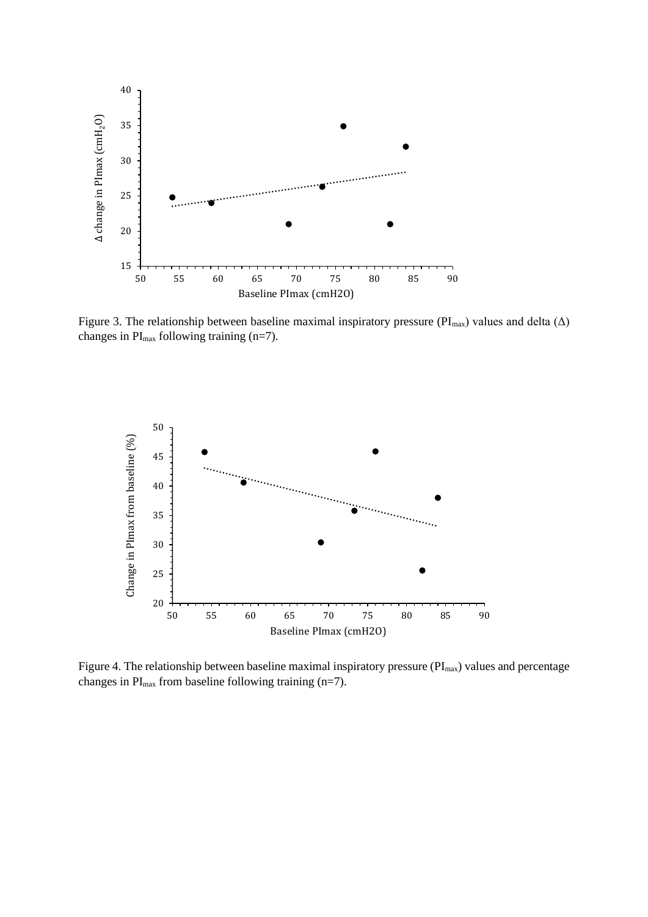Figure 3. The relationship between baseline maximal inspiratory pressure ($PI_{max}$) values and delta ($\Delta$) changes in $PI_{max}$ following training (n=7).

Figure 4. The relationship between baseline maximal inspiratory pressure ($PI_{max}$) values and percentage changes in $PI_{max}$ from baseline following training (n=7).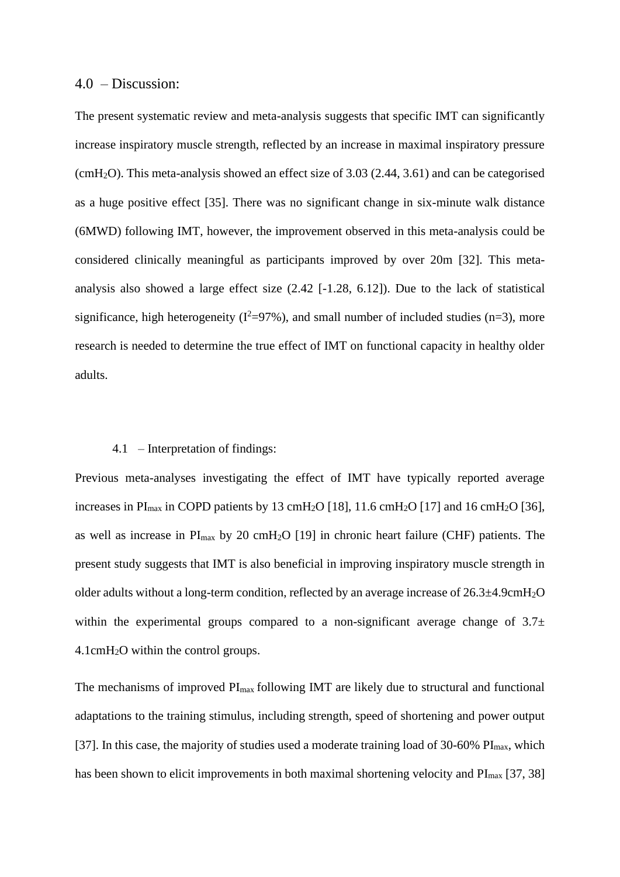## 4.0 – Discussion:

The present systematic review and meta-analysis suggests that specific IMT can significantly increase inspiratory muscle strength, reflected by an increase in maximal inspiratory pressure ($cmH_2O$). This meta-analysis showed an effect size of 3.03 (2.44, 3.61) and can be categorised as a huge positive effect [35]. There was no significant change in six-minute walk distance (6MWD) following IMT, however, the improvement observed in this meta-analysis could be considered clinically meaningful as participants improved by over 20m [32]. This meta-analysis also showed a large effect size (2.42 [-1.28, 6.12]). Due to the lack of statistical significance, high heterogeneity ($I^2$=97%), and small number of included studies (n=3), more research is needed to determine the true effect of IMT on functional capacity in healthy older adults.

### 4.1 – Interpretation of findings:

Previous meta-analyses investigating the effect of IMT have typically reported average increases in $PI_{max}$ in COPD patients by 13 $cmH_2O$ [18], 11.6 $cmH_2O$ [17] and 16 $cmH_2O$ [36], as well as increase in $PI_{max}$ by 20 $cmH_2O$ [19] in chronic heart failure (CHF) patients. The present study suggests that IMT is also beneficial in improving inspiratory muscle strength in older adults without a long-term condition, reflected by an average increase of $26.3\pm4.9 cmH_2O$ within the experimental groups compared to a non-significant average change of $3.7\pm 4.1 cmH_2O$ within the control groups.

The mechanisms of improved $PI_{max}$ following IMT are likely due to structural and functional adaptations to the training stimulus, including strength, speed of shortening and power output [37]. In this case, the majority of studies used a moderate training load of 30-60% $PI_{max}$, which has been shown to elicit improvements in both maximal shortening velocity and $PI_{max}$ [37, 38]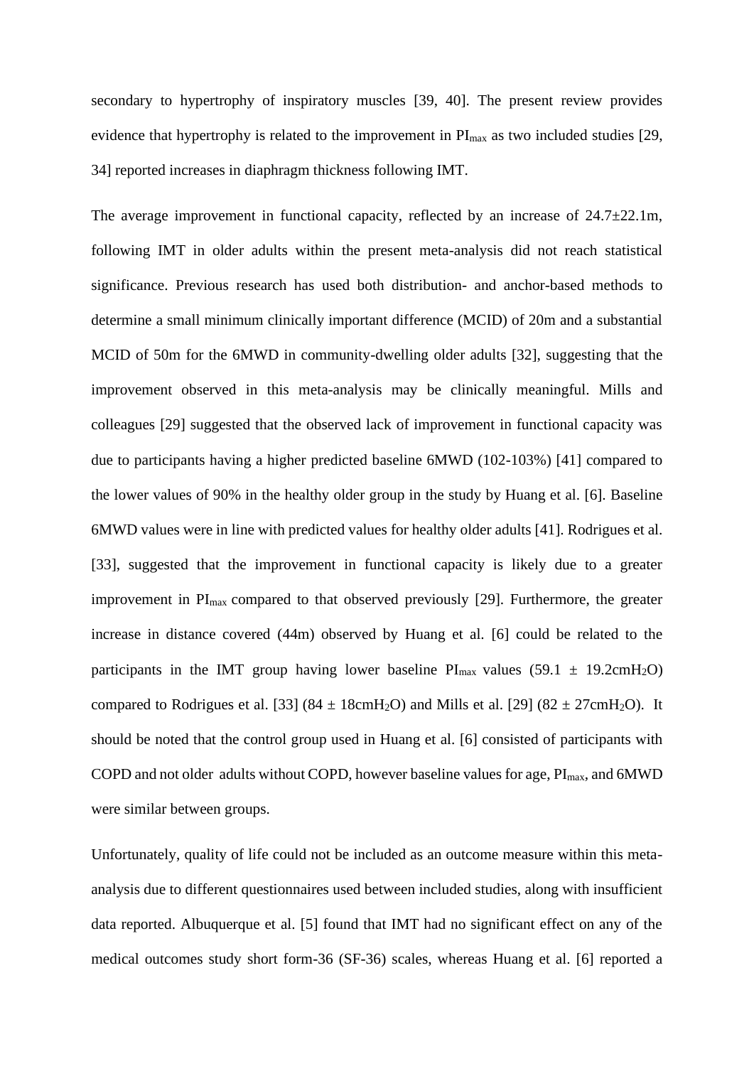secondary to hypertrophy of inspiratory muscles [39, 40]. The present review provides evidence that hypertrophy is related to the improvement in $PI_{max}$ as two included studies [29, 34] reported increases in diaphragm thickness following IMT.

The average improvement in functional capacity, reflected by an increase of 24.7±22.1m, following IMT in older adults within the present meta-analysis did not reach statistical significance. Previous research has used both distribution- and anchor-based methods to determine a small minimum clinically important difference (MCID) of 20m and a substantial MCID of 50m for the 6MWD in community-dwelling older adults [32], suggesting that the improvement observed in this meta-analysis may be clinically meaningful. Mills and colleagues [29] suggested that the observed lack of improvement in functional capacity was due to participants having a higher predicted baseline 6MWD (102-103%) [41] compared to the lower values of 90% in the healthy older group in the study by Huang et al. [6]. Baseline 6MWD values were in line with predicted values for healthy older adults [41]. Rodrigues et al. [33], suggested that the improvement in functional capacity is likely due to a greater improvement in $PI_{max}$ compared to that observed previously [29]. Furthermore, the greater increase in distance covered (44m) observed by Huang et al. [6] could be related to the participants in the IMT group having lower baseline $PI_{max}$ values (59.1 ± 19.2cm$H_2O$) compared to Rodrigues et al. [33] (84 ± 18cm$H_2O$) and Mills et al. [29] (82 ± 27cm$H_2O$). It should be noted that the control group used in Huang et al. [6] consisted of participants with COPD and not older adults without COPD, however baseline values for age, $PI_{max}$, and 6MWD were similar between groups.

Unfortunately, quality of life could not be included as an outcome measure within this meta-analysis due to different questionnaires used between included studies, along with insufficient data reported. Albuquerque et al. [5] found that IMT had no significant effect on any of the medical outcomes study short form-36 (SF-36) scales, whereas Huang et al. [6] reported a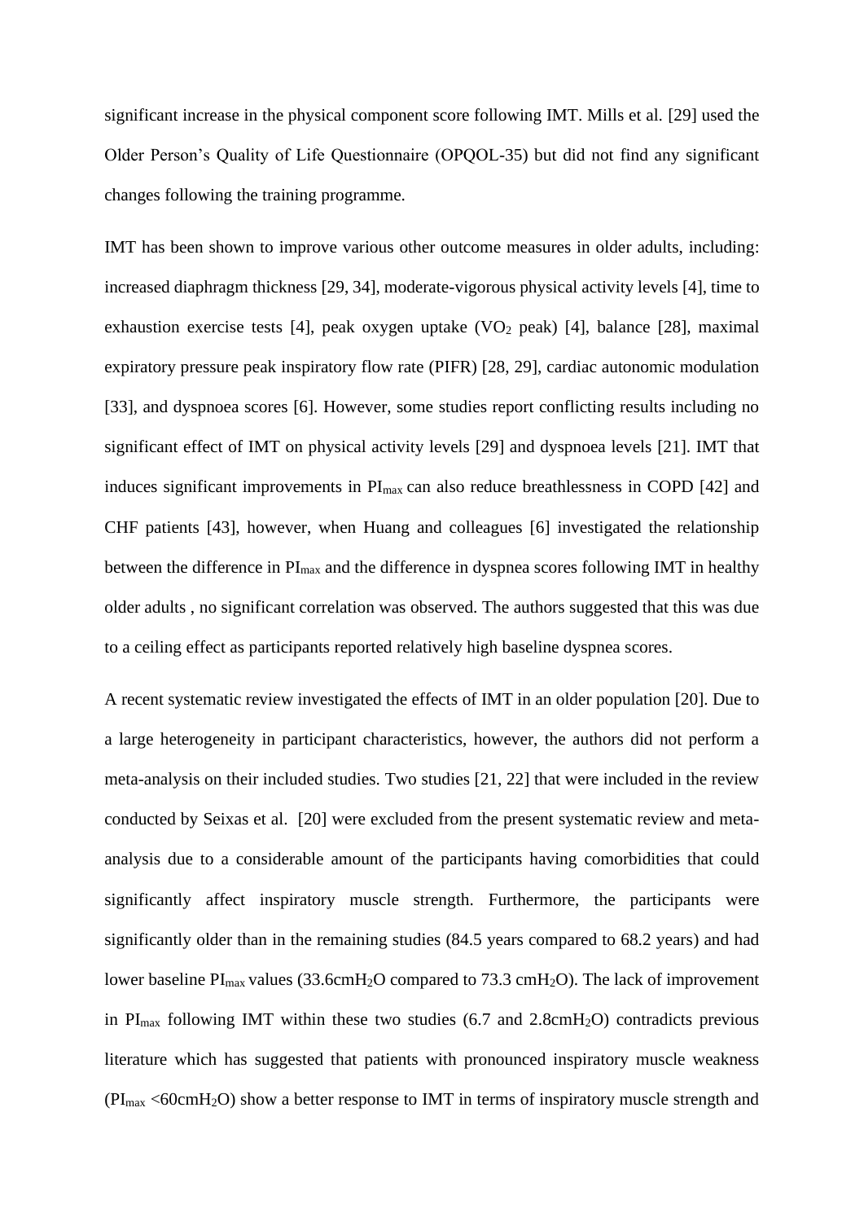significant increase in the physical component score following IMT. Mills et al. [29] used the Older Person's Quality of Life Questionnaire (OPQOL-35) but did not find any significant changes following the training programme.

IMT has been shown to improve various other outcome measures in older adults, including: increased diaphragm thickness [29, 34], moderate-vigorous physical activity levels [4], time to exhaustion exercise tests [4], peak oxygen uptake ($VO_2$ peak) [4], balance [28], maximal expiratory pressure peak inspiratory flow rate (PIFR) [28, 29], cardiac autonomic modulation [33], and dyspnoea scores [6]. However, some studies report conflicting results including no significant effect of IMT on physical activity levels [29] and dyspnoea levels [21]. IMT that induces significant improvements in $PI_{max}$ can also reduce breathlessness in COPD [42] and CHF patients [43], however, when Huang and colleagues [6] investigated the relationship between the difference in $PI_{max}$ and the difference in dyspnea scores following IMT in healthy older adults , no significant correlation was observed. The authors suggested that this was due to a ceiling effect as participants reported relatively high baseline dyspnea scores.

A recent systematic review investigated the effects of IMT in an older population [20]. Due to a large heterogeneity in participant characteristics, however, the authors did not perform a meta-analysis on their included studies. Two studies [21, 22] that were included in the review conducted by Seixas et al. [20] were excluded from the present systematic review and meta-analysis due to a considerable amount of the participants having comorbidities that could significantly affect inspiratory muscle strength. Furthermore, the participants were significantly older than in the remaining studies (84.5 years compared to 68.2 years) and had lower baseline $PI_{max}$ values (33.6cm$H_2O$ compared to 73.3 cm$H_2O$). The lack of improvement in $PI_{max}$ following IMT within these two studies (6.7 and 2.8cm$H_2O$) contradicts previous literature which has suggested that patients with pronounced inspiratory muscle weakness ($PI_{max}$ <60cm$H_2O$) show a better response to IMT in terms of inspiratory muscle strength and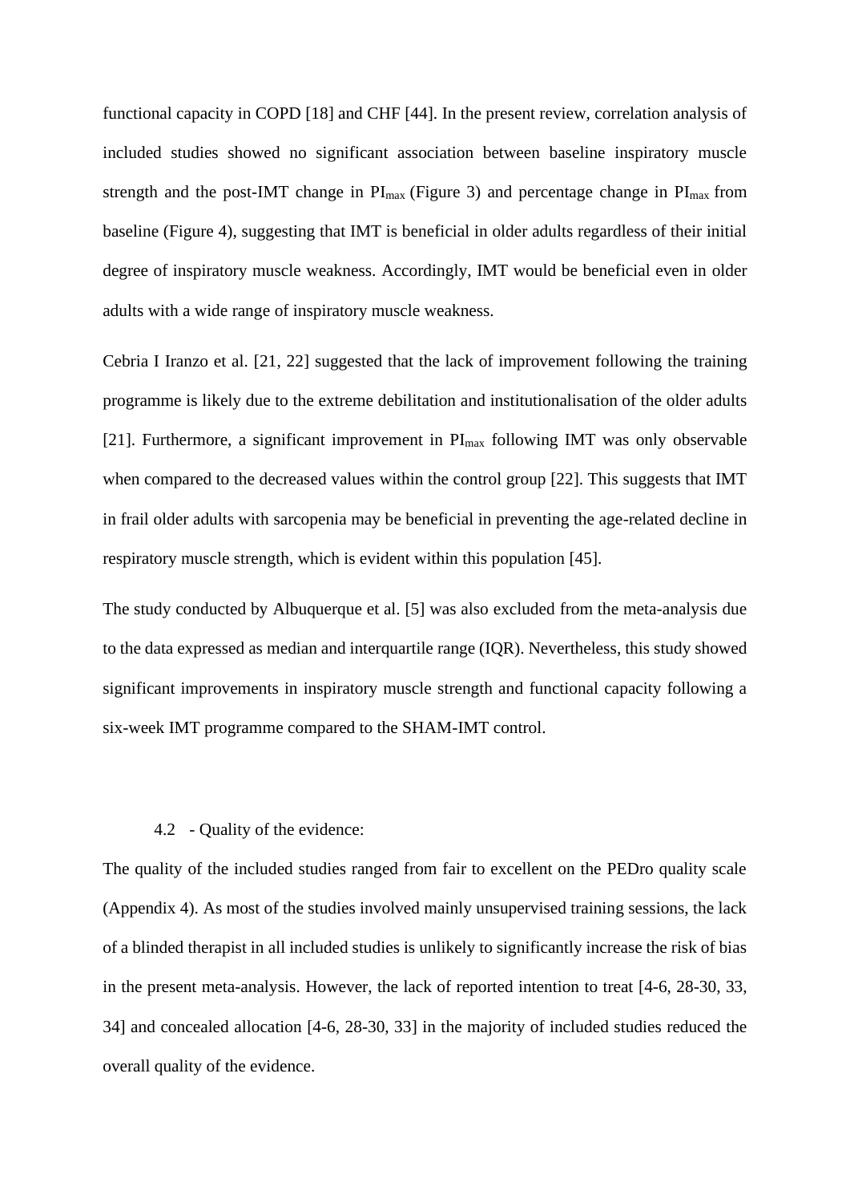functional capacity in COPD [18] and CHF [44]. In the present review, correlation analysis of included studies showed no significant association between baseline inspiratory muscle strength and the post-IMT change in $PI_{max}$ (Figure 3) and percentage change in $PI_{max}$ from baseline (Figure 4), suggesting that IMT is beneficial in older adults regardless of their initial degree of inspiratory muscle weakness. Accordingly, IMT would be beneficial even in older adults with a wide range of inspiratory muscle weakness.

Cebria I Iranzo et al. [21, 22] suggested that the lack of improvement following the training programme is likely due to the extreme debilitation and institutionalisation of the older adults [21]. Furthermore, a significant improvement in $PI_{max}$ following IMT was only observable when compared to the decreased values within the control group [22]. This suggests that IMT in frail older adults with sarcopenia may be beneficial in preventing the age-related decline in respiratory muscle strength, which is evident within this population [45].

The study conducted by Albuquerque et al. [5] was also excluded from the meta-analysis due to the data expressed as median and interquartile range (IQR). Nevertheless, this study showed significant improvements in inspiratory muscle strength and functional capacity following a six-week IMT programme compared to the SHAM-IMT control.

### 4.2 - Quality of the evidence:

The quality of the included studies ranged from fair to excellent on the PEDro quality scale (Appendix 4). As most of the studies involved mainly unsupervised training sessions, the lack of a blinded therapist in all included studies is unlikely to significantly increase the risk of bias in the present meta-analysis. However, the lack of reported intention to treat [4-6, 28-30, 33, 34] and concealed allocation [4-6, 28-30, 33] in the majority of included studies reduced the overall quality of the evidence.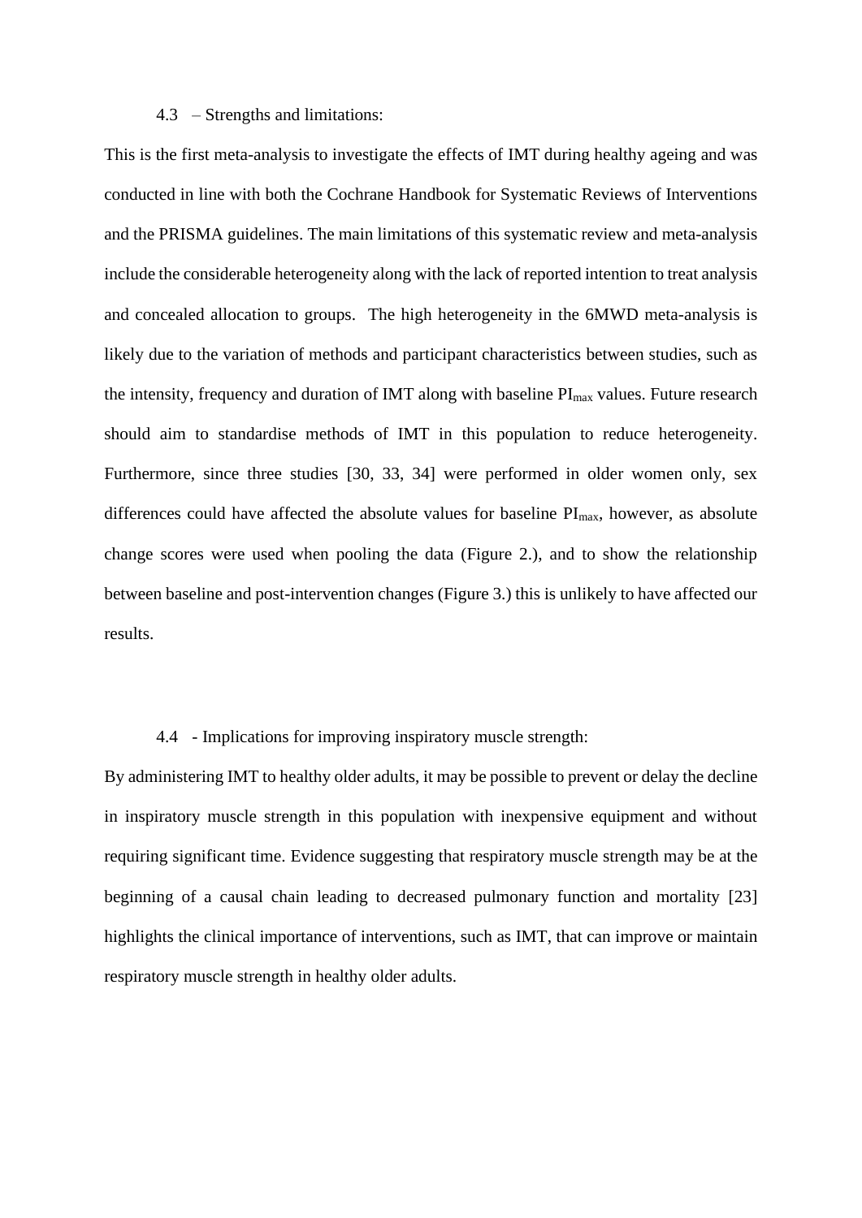### 4.3 – Strengths and limitations:

This is the first meta-analysis to investigate the effects of IMT during healthy ageing and was conducted in line with both the Cochrane Handbook for Systematic Reviews of Interventions and the PRISMA guidelines. The main limitations of this systematic review and meta-analysis include the considerable heterogeneity along with the lack of reported intention to treat analysis and concealed allocation to groups. The high heterogeneity in the 6MWD meta-analysis is likely due to the variation of methods and participant characteristics between studies, such as the intensity, frequency and duration of IMT along with baseline $PI_{max}$ values. Future research should aim to standardise methods of IMT in this population to reduce heterogeneity. Furthermore, since three studies [30, 33, 34] were performed in older women only, sex differences could have affected the absolute values for baseline $PI_{max}$, however, as absolute change scores were used when pooling the data (Figure 2.), and to show the relationship between baseline and post-intervention changes (Figure 3.) this is unlikely to have affected our results.

### 4.4 - Implications for improving inspiratory muscle strength:

By administering IMT to healthy older adults, it may be possible to prevent or delay the decline in inspiratory muscle strength in this population with inexpensive equipment and without requiring significant time. Evidence suggesting that respiratory muscle strength may be at the beginning of a causal chain leading to decreased pulmonary function and mortality [23] highlights the clinical importance of interventions, such as IMT, that can improve or maintain respiratory muscle strength in healthy older adults.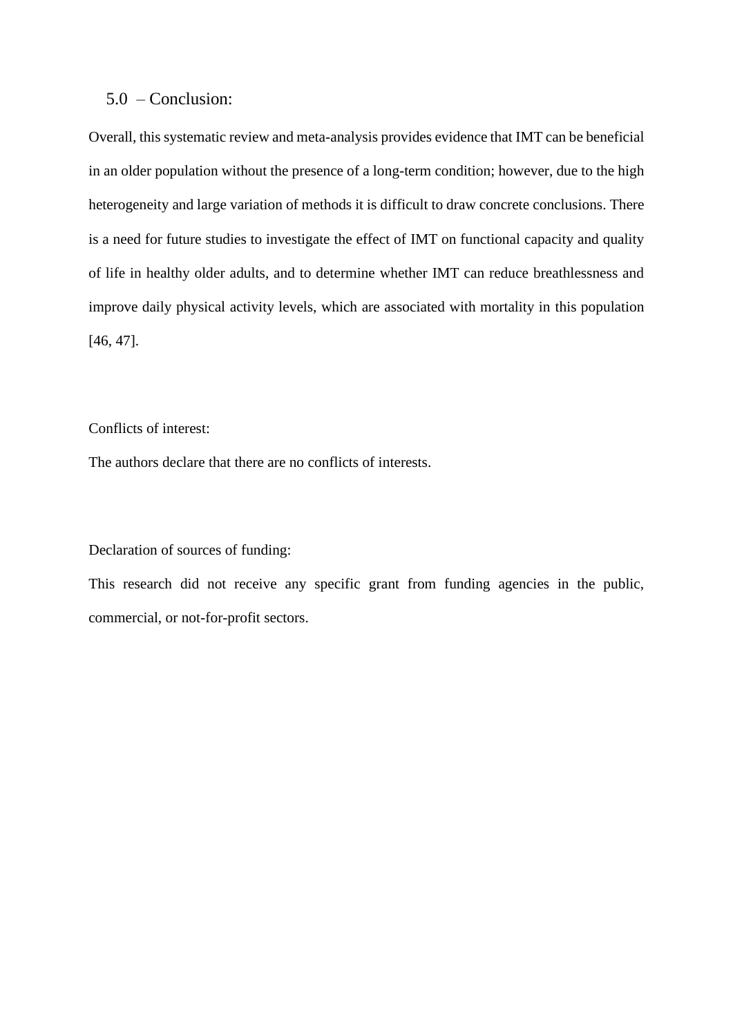## 5.0 – Conclusion:

Overall, this systematic review and meta-analysis provides evidence that IMT can be beneficial in an older population without the presence of a long-term condition; however, due to the high heterogeneity and large variation of methods it is difficult to draw concrete conclusions. There is a need for future studies to investigate the effect of IMT on functional capacity and quality of life in healthy older adults, and to determine whether IMT can reduce breathlessness and improve daily physical activity levels, which are associated with mortality in this population [46, 47].

Conflicts of interest:

The authors declare that there are no conflicts of interests.

Declaration of sources of funding:

This research did not receive any specific grant from funding agencies in the public, commercial, or not-for-profit sectors.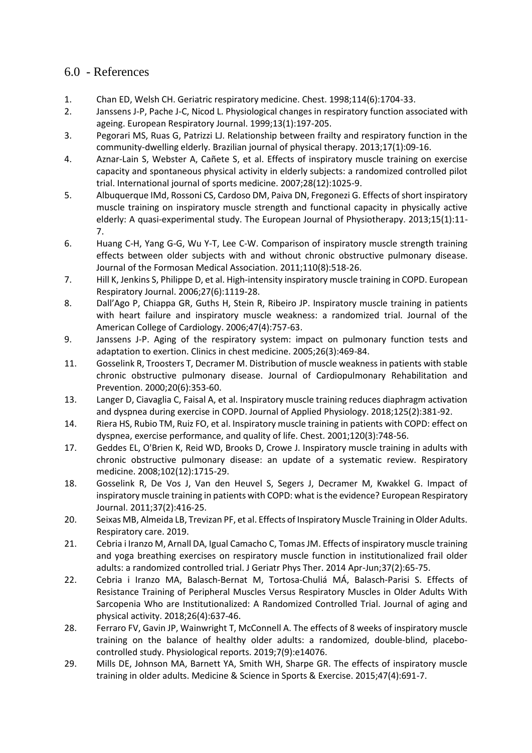## 6.0 - References

1. Chan ED, Welsh CH. Geriatric respiratory medicine. Chest. 1998;114(6):1704-33.
2. Janssens J-P, Pache J-C, Nicod L. Physiological changes in respiratory function associated with ageing. European Respiratory Journal. 1999;13(1):197-205.
3. Pegorari MS, Ruas G, Patrizzi LJ. Relationship between frailty and respiratory function in the community-dwelling elderly. Brazilian journal of physical therapy. 2013;17(1):09-16.
4. Aznar-Lain S, Webster A, Cañete S, et al. Effects of inspiratory muscle training on exercise capacity and spontaneous physical activity in elderly subjects: a randomized controlled pilot trial. International journal of sports medicine. 2007;28(12):1025-9.
5. Albuquerque IMd, Rossoni CS, Cardoso DM, Paiva DN, Fregonezi G. Effects of short inspiratory muscle training on inspiratory muscle strength and functional capacity in physically active elderly: A quasi-experimental study. The European Journal of Physiotherapy. 2013;15(1):11-7.
6. Huang C-H, Yang G-G, Wu Y-T, Lee C-W. Comparison of inspiratory muscle strength training effects between older subjects with and without chronic obstructive pulmonary disease. Journal of the Formosan Medical Association. 2011;110(8):518-26.
7. Hill K, Jenkins S, Philippe D, et al. High-intensity inspiratory muscle training in COPD. European Respiratory Journal. 2006;27(6):1119-28.
8. Dall'Ago P, Chiappa GR, Guths H, Stein R, Ribeiro JP. Inspiratory muscle training in patients with heart failure and inspiratory muscle weakness: a randomized trial. Journal of the American College of Cardiology. 2006;47(4):757-63.
9. Janssens J-P. Aging of the respiratory system: impact on pulmonary function tests and adaptation to exertion. Clinics in chest medicine. 2005;26(3):469-84.
11. Gosselink R, Troosters T, Decramer M. Distribution of muscle weakness in patients with stable chronic obstructive pulmonary disease. Journal of Cardiopulmonary Rehabilitation and Prevention. 2000;20(6):353-60.
13. Langer D, Ciavaglia C, Faisal A, et al. Inspiratory muscle training reduces diaphragm activation and dyspnea during exercise in COPD. Journal of Applied Physiology. 2018;125(2):381-92.
14. Riera HS, Rubio TM, Ruiz FO, et al. Inspiratory muscle training in patients with COPD: effect on dyspnea, exercise performance, and quality of life. Chest. 2001;120(3):748-56.
17. Geddes EL, O'Brien K, Reid WD, Brooks D, Crowe J. Inspiratory muscle training in adults with chronic obstructive pulmonary disease: an update of a systematic review. Respiratory medicine. 2008;102(12):1715-29.
18. Gosselink R, De Vos J, Van den Heuvel S, Segers J, Decramer M, Kwakkel G. Impact of inspiratory muscle training in patients with COPD: what is the evidence? European Respiratory Journal. 2011;37(2):416-25.
20. Seixas MB, Almeida LB, Trevizan PF, et al. Effects of Inspiratory Muscle Training in Older Adults. Respiratory care. 2019.
21. Cebria i Iranzo M, Arnall DA, Igual Camacho C, Tomas JM. Effects of inspiratory muscle training and yoga breathing exercises on respiratory muscle function in institutionalized frail older adults: a randomized controlled trial. J Geriatr Phys Ther. 2014 Apr-Jun;37(2):65-75.
22. Cebria i Iranzo MA, Balasch-Bernat M, Tortosa-Chuliá MÁ, Balasch-Parisi S. Effects of Resistance Training of Peripheral Muscles Versus Respiratory Muscles in Older Adults With Sarcopenia Who are Institutionalized: A Randomized Controlled Trial. Journal of aging and physical activity. 2018;26(4):637-46.
28. Ferraro FV, Gavin JP, Wainwright T, McConnell A. The effects of 8 weeks of inspiratory muscle training on the balance of healthy older adults: a randomized, double-blind, placebo-controlled study. Physiological reports. 2019;7(9):e14076.
29. Mills DE, Johnson MA, Barnett YA, Smith WH, Sharpe GR. The effects of inspiratory muscle training in older adults. Medicine & Science in Sports & Exercise. 2015;47(4):691-7.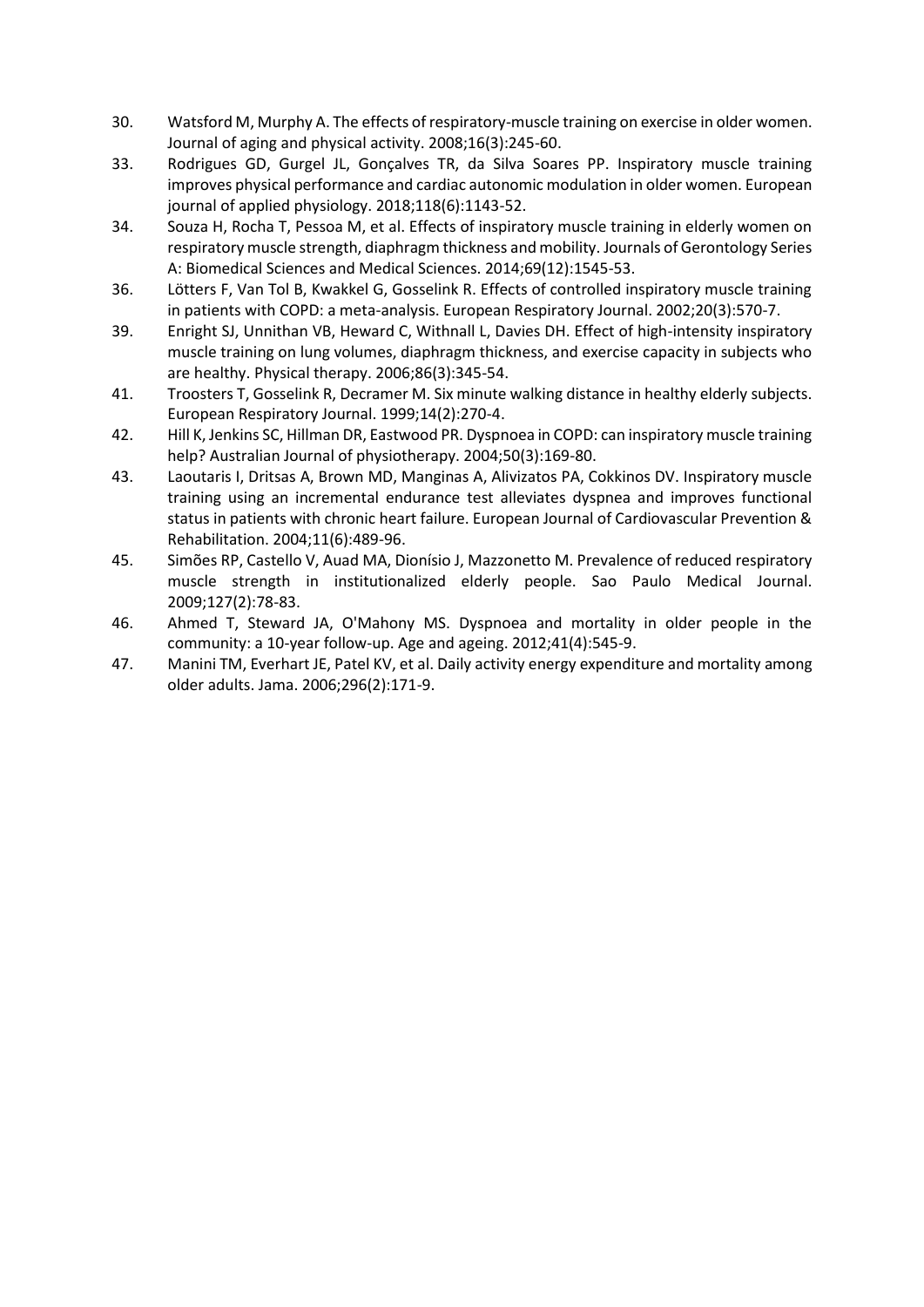30. Watsford M, Murphy A. The effects of respiratory-muscle training on exercise in older women. Journal of aging and physical activity. 2008;16(3):245-60.
33. Rodrigues GD, Gurgel JL, Gonçalves TR, da Silva Soares PP. Inspiratory muscle training improves physical performance and cardiac autonomic modulation in older women. European journal of applied physiology. 2018;118(6):1143-52.
34. Souza H, Rocha T, Pessoa M, et al. Effects of inspiratory muscle training in elderly women on respiratory muscle strength, diaphragm thickness and mobility. Journals of Gerontology Series A: Biomedical Sciences and Medical Sciences. 2014;69(12):1545-53.
36. Lötters F, Van Tol B, Kwakkel G, Gosselink R. Effects of controlled inspiratory muscle training in patients with COPD: a meta-analysis. European Respiratory Journal. 2002;20(3):570-7.
39. Enright SJ, Unnithan VB, Heward C, Withnall L, Davies DH. Effect of high-intensity inspiratory muscle training on lung volumes, diaphragm thickness, and exercise capacity in subjects who are healthy. Physical therapy. 2006;86(3):345-54.
41. Troosters T, Gosselink R, Decramer M. Six minute walking distance in healthy elderly subjects. European Respiratory Journal. 1999;14(2):270-4.
42. Hill K, Jenkins SC, Hillman DR, Eastwood PR. Dyspnoea in COPD: can inspiratory muscle training help? Australian Journal of physiotherapy. 2004;50(3):169-80.
43. Laoutaris I, Dritsas A, Brown MD, Manginas A, Alivizatos PA, Cokkinos DV. Inspiratory muscle training using an incremental endurance test alleviates dyspnea and improves functional status in patients with chronic heart failure. European Journal of Cardiovascular Prevention & Rehabilitation. 2004;11(6):489-96.
45. Simões RP, Castello V, Auad MA, Dionísio J, Mazzonetto M. Prevalence of reduced respiratory muscle strength in institutionalized elderly people. Sao Paulo Medical Journal. 2009;127(2):78-83.
46. Ahmed T, Steward JA, O'Mahony MS. Dyspnoea and mortality in older people in the community: a 10-year follow-up. Age and ageing. 2012;41(4):545-9.
47. Manini TM, Everhart JE, Patel KV, et al. Daily activity energy expenditure and mortality among older adults. Jama. 2006;296(2):171-9.